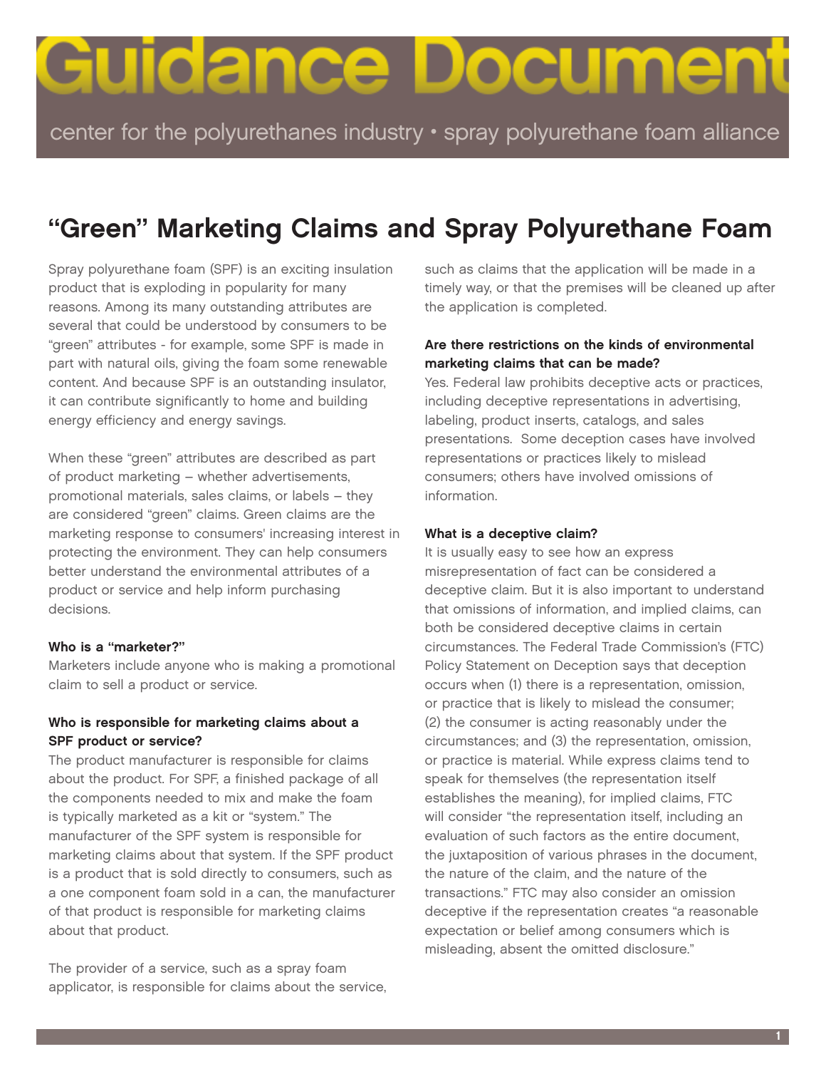# Guidance Document

center for the polyurethanes industry • spray polyurethane foam alliance

## "Green" Marketing Claims and Spray Polyurethane Foam

Spray polyurethane foam (SPF) is an exciting insulation product that is exploding in popularity for many reasons. Among its many outstanding attributes are several that could be understood by consumers to be "green" attributes - for example, some SPF is made in part with natural oils, giving the foam some renewable content. And because SPF is an outstanding insulator, it can contribute significantly to home and building energy efficiency and energy savings.

When these "green" attributes are described as part of product marketing – whether advertisements, promotional materials, sales claims, or labels – they are considered "green" claims. Green claims are the marketing response to consumers' increasing interest in protecting the environment. They can help consumers better understand the environmental attributes of a product or service and help inform purchasing decisions.

**Who is a "marketer?"**

Marketers include anyone who is making a promotional claim to sell a product or service.

**Who is responsible for marketing claims about a SPF product or service?**

The product manufacturer is responsible for claims about the product. For SPF, a finished package of all the components needed to mix and make the foam is typically marketed as a kit or "system." The manufacturer of the SPF system is responsible for marketing claims about that system. If the SPF product is a product that is sold directly to consumers, such as a one component foam sold in a can, the manufacturer of that product is responsible for marketing claims about that product.

The provider of a service, such as a spray foam applicator, is responsible for claims about the service, such as claims that the application will be made in a timely way, or that the premises will be cleaned up after the application is completed.

**Are there restrictions on the kinds of environmental marketing claims that can be made?**

Yes. Federal law prohibits deceptive acts or practices, including deceptive representations in advertising, labeling, product inserts, catalogs, and sales presentations. Some deception cases have involved representations or practices likely to mislead consumers; others have involved omissions of information.

**What is a deceptive claim?**

It is usually easy to see how an express misrepresentation of fact can be considered a deceptive claim. But it is also important to understand that omissions of information, and implied claims, can both be considered deceptive claims in certain circumstances. The Federal Trade Commission's (FTC) Policy Statement on Deception says that deception occurs when (1) there is a representation, omission, or practice that is likely to mislead the consumer; (2) the consumer is acting reasonably under the circumstances; and (3) the representation, omission, or practice is material. While express claims tend to speak for themselves (the representation itself establishes the meaning), for implied claims, FTC will consider "the representation itself, including an evaluation of such factors as the entire document, the juxtaposition of various phrases in the document, the nature of the claim, and the nature of the transactions." FTC may also consider an omission deceptive if the representation creates "a reasonable expectation or belief among consumers which is misleading, absent the omitted disclosure."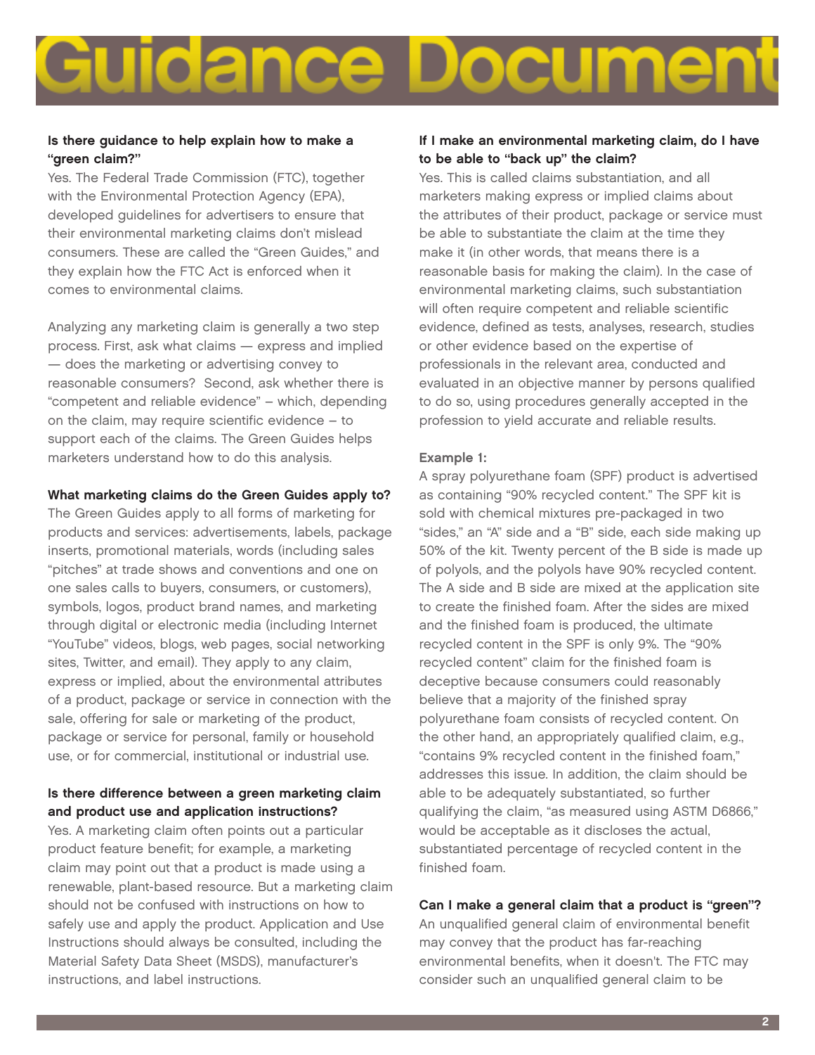# Guidance Document

**Is there guidance to help explain how to make a "green claim?"**

Yes. The Federal Trade Commission (FTC), together with the Environmental Protection Agency (EPA), developed guidelines for advertisers to ensure that their environmental marketing claims don't mislead consumers. These are called the "Green Guides," and they explain how the FTC Act is enforced when it comes to environmental claims.

Analyzing any marketing claim is generally a two step process. First, ask what claims — express and implied — does the marketing or advertising convey to reasonable consumers? Second, ask whether there is "competent and reliable evidence" – which, depending on the claim, may require scientific evidence – to support each of the claims. The Green Guides helps marketers understand how to do this analysis.

**What marketing claims do the Green Guides apply to?**

The Green Guides apply to all forms of marketing for products and services: advertisements, labels, package inserts, promotional materials, words (including sales "pitches" at trade shows and conventions and one on one sales calls to buyers, consumers, or customers), symbols, logos, product brand names, and marketing through digital or electronic media (including Internet "YouTube" videos, blogs, web pages, social networking sites, Twitter, and email). They apply to any claim, express or implied, about the environmental attributes of a product, package or service in connection with the sale, offering for sale or marketing of the product, package or service for personal, family or household use, or for commercial, institutional or industrial use.

**Is there difference between a green marketing claim and product use and application instructions?**

Yes. A marketing claim often points out a particular product feature benefit; for example, a marketing claim may point out that a product is made using a renewable, plant-based resource. But a marketing claim should not be confused with instructions on how to safely use and apply the product. Application and Use Instructions should always be consulted, including the Material Safety Data Sheet (MSDS), manufacturer's instructions, and label instructions.

**If I make an environmental marketing claim, do I have to be able to "back up" the claim?**

Yes. This is called claims substantiation, and all marketers making express or implied claims about the attributes of their product, package or service must be able to substantiate the claim at the time they make it (in other words, that means there is a reasonable basis for making the claim). In the case of environmental marketing claims, such substantiation will often require competent and reliable scientific evidence, defined as tests, analyses, research, studies or other evidence based on the expertise of professionals in the relevant area, conducted and evaluated in an objective manner by persons qualified to do so, using procedures generally accepted in the profession to yield accurate and reliable results.

**Example 1:**

A spray polyurethane foam (SPF) product is advertised as containing "90% recycled content." The SPF kit is sold with chemical mixtures pre-packaged in two "sides," an "A" side and a "B" side, each side making up 50% of the kit. Twenty percent of the B side is made up of polyols, and the polyols have 90% recycled content. The A side and B side are mixed at the application site to create the finished foam. After the sides are mixed and the finished foam is produced, the ultimate recycled content in the SPF is only 9%. The "90% recycled content" claim for the finished foam is deceptive because consumers could reasonably believe that a majority of the finished spray polyurethane foam consists of recycled content. On the other hand, an appropriately qualified claim, e.g., "contains 9% recycled content in the finished foam," addresses this issue. In addition, the claim should be able to be adequately substantiated, so further qualifying the claim, "as measured using ASTM D6866," would be acceptable as it discloses the actual, substantiated percentage of recycled content in the finished foam.

**Can I make a general claim that a product is "green"?**

An unqualified general claim of environmental benefit may convey that the product has far-reaching environmental benefits, when it doesn't. The FTC may consider such an unqualified general claim to be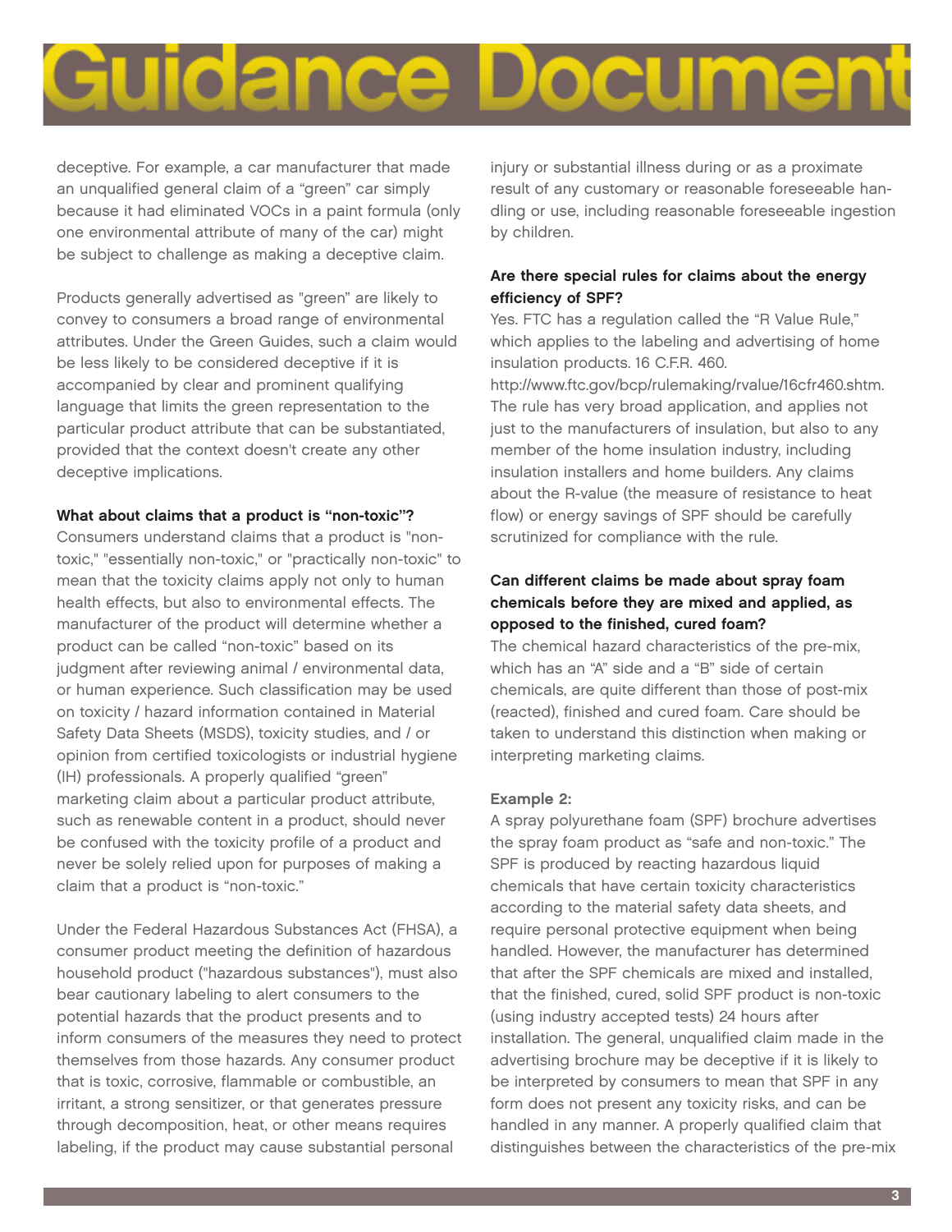deceptive. For example, a car manufacturer that made an unqualified general claim of a "green" car simply because it had eliminated VOCs in a paint formula (only one environmental attribute of many of the car) might be subject to challenge as making a deceptive claim.

Products generally advertised as "green" are likely to convey to consumers a broad range of environmental attributes. Under the Green Guides, such a claim would be less likely to be considered deceptive if it is accompanied by clear and prominent qualifying language that limits the green representation to the particular product attribute that can be substantiated, provided that the context doesn't create any other deceptive implications.

**What about claims that a product is "non-toxic"?**

Consumers understand claims that a product is "non-toxic," "essentially non-toxic," or "practically non-toxic" to mean that the toxicity claims apply not only to human health effects, but also to environmental effects. The manufacturer of the product will determine whether a product can be called "non-toxic" based on its judgment after reviewing animal / environmental data, or human experience. Such classification may be used on toxicity / hazard information contained in Material Safety Data Sheets (MSDS), toxicity studies, and / or opinion from certified toxicologists or industrial hygiene (IH) professionals. A properly qualified "green" marketing claim about a particular product attribute, such as renewable content in a product, should never be confused with the toxicity profile of a product and never be solely relied upon for purposes of making a claim that a product is "non-toxic."

Under the Federal Hazardous Substances Act (FHSA), a consumer product meeting the definition of hazardous household product ("hazardous substances"), must also bear cautionary labeling to alert consumers to the potential hazards that the product presents and to inform consumers of the measures they need to protect themselves from those hazards. Any consumer product that is toxic, corrosive, flammable or combustible, an irritant, a strong sensitizer, or that generates pressure through decomposition, heat, or other means requires labeling, if the product may cause substantial personal injury or substantial illness during or as a proximate result of any customary or reasonable foreseeable handling or use, including reasonable foreseeable ingestion by children.

**Are there special rules for claims about the energy efficiency of SPF?**

Yes. FTC has a regulation called the "R Value Rule," which applies to the labeling and advertising of home insulation products. 16 C.F.R. 460. http://www.ftc.gov/bcp/rulemaking/rvalue/16cfr460.shtm. The rule has very broad application, and applies not just to the manufacturers of insulation, but also to any member of the home insulation industry, including insulation installers and home builders. Any claims about the R-value (the measure of resistance to heat flow) or energy savings of SPF should be carefully scrutinized for compliance with the rule.

**Can different claims be made about spray foam chemicals before they are mixed and applied, as opposed to the finished, cured foam?**

The chemical hazard characteristics of the pre-mix, which has an "A" side and a "B" side of certain chemicals, are quite different than those of post-mix (reacted), finished and cured foam. Care should be taken to understand this distinction when making or interpreting marketing claims.

**Example 2:**

A spray polyurethane foam (SPF) brochure advertises the spray foam product as "safe and non-toxic." The SPF is produced by reacting hazardous liquid chemicals that have certain toxicity characteristics according to the material safety data sheets, and require personal protective equipment when being handled. However, the manufacturer has determined that after the SPF chemicals are mixed and installed, that the finished, cured, solid SPF product is non-toxic (using industry accepted tests) 24 hours after installation. The general, unqualified claim made in the advertising brochure may be deceptive if it is likely to be interpreted by consumers to mean that SPF in any form does not present any toxicity risks, and can be handled in any manner. A properly qualified claim that distinguishes between the characteristics of the pre-mix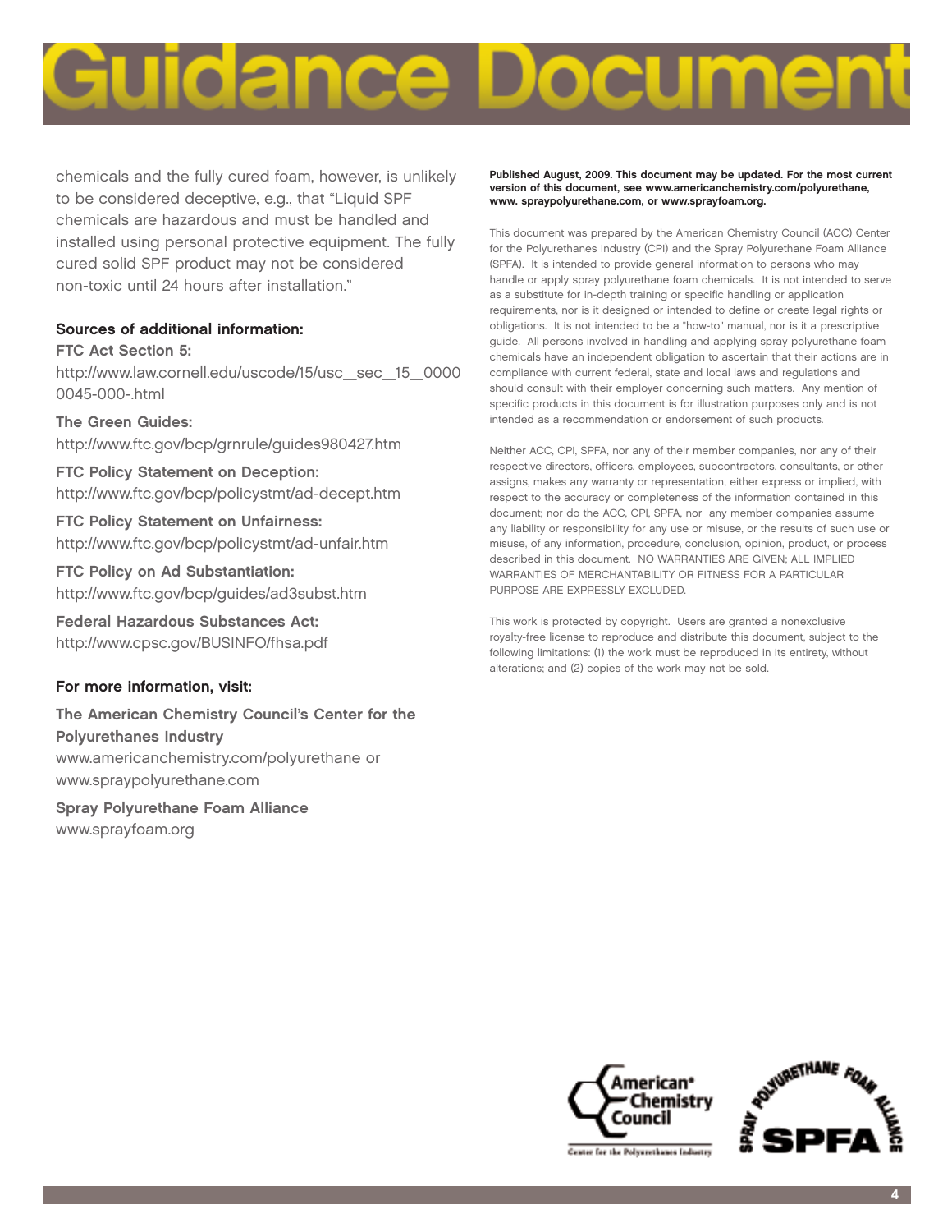chemicals and the fully cured foam, however, is unlikely to be considered deceptive, e.g., that "Liquid SPF chemicals are hazardous and must be handled and installed using personal protective equipment. The fully cured solid SPF product may not be considered non-toxic until 24 hours after installation."

**Sources of additional information:**

**FTC Act Section 5:**
http://www.law.cornell.edu/uscode/15/usc_sec_15_00000045-000-.html

**The Green Guides:**
http://www.ftc.gov/bcp/grnrule/guides980427.htm

**FTC Policy Statement on Deception:**
http://www.ftc.gov/bcp/policystmt/ad-decept.htm

**FTC Policy Statement on Unfairness:**
http://www.ftc.gov/bcp/policystmt/ad-unfair.htm

**FTC Policy on Ad Substantiation:**
http://www.ftc.gov/bcp/guides/ad3subst.htm

**Federal Hazardous Substances Act:**
http://www.cpsc.gov/BUSINFO/fhsa.pdf

**For more information, visit:**

**The American Chemistry Council's Center for the Polyurethanes Industry**
www.americanchemistry.com/polyurethane or www.spraypolyurethane.com

**Spray Polyurethane Foam Alliance**
www.sprayfoam.org

**Published August, 2009. This document may be updated. For the most current version of this document, see www.americanchemistry.com/polyurethane, www. spraypolyurethane.com, or www.sprayfoam.org.**

This document was prepared by the American Chemistry Council (ACC) Center for the Polyurethanes Industry (CPI) and the Spray Polyurethane Foam Alliance (SPFA). It is intended to provide general information to persons who may handle or apply spray polyurethane foam chemicals. It is not intended to serve as a substitute for in-depth training or specific handling or application requirements, nor is it designed or intended to define or create legal rights or obligations. It is not intended to be a "how-to" manual, nor is it a prescriptive guide. All persons involved in handling and applying spray polyurethane foam chemicals have an independent obligation to ascertain that their actions are in compliance with current federal, state and local laws and regulations and should consult with their employer concerning such matters. Any mention of specific products in this document is for illustration purposes only and is not intended as a recommendation or endorsement of such products.

Neither ACC, CPI, SPFA, nor any of their member companies, nor any of their respective directors, officers, employees, subcontractors, consultants, or other assigns, makes any warranty or representation, either express or implied, with respect to the accuracy or completeness of the information contained in this document; nor do the ACC, CPI, SPFA, nor any member companies assume any liability or responsibility for any use or misuse, or the results of such use or misuse, of any information, procedure, conclusion, opinion, product, or process described in this document. NO WARRANTIES ARE GIVEN; ALL IMPLIED WARRANTIES OF MERCHANTABILITY OR FITNESS FOR A PARTICULAR PURPOSE ARE EXPRESSLY EXCLUDED.

This work is protected by copyright. Users are granted a nonexclusive royalty-free license to reproduce and distribute this document, subject to the following limitations: (1) the work must be reproduced in its entirety, without alterations; and (2) copies of the work may not be sold.